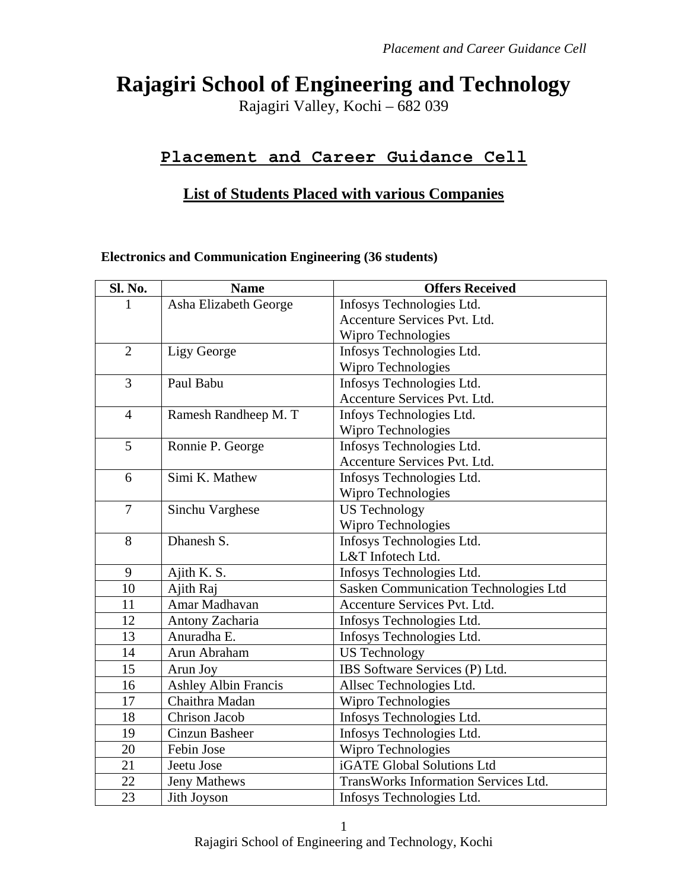# Rajagiri School of Engineering and Technology

Rajagiri Valley, Kochi – 682 039

## Placement and Career Guidance Cell

### List of Students Placed with various Companies

**Electronics and Communication Engineering (36 students)**

| Sl. No. | Name | Offers Received |
|---|---|---|
| 1 | Asha Elizabeth George | Infosys Technologies Ltd.<br>Accenture Services Pvt. Ltd.<br>Wipro Technologies |
| 2 | Ligy George | Infosys Technologies Ltd.<br>Wipro Technologies |
| 3 | Paul Babu | Infosys Technologies Ltd.<br>Accenture Services Pvt. Ltd. |
| 4 | Ramesh Randheep M. T | Infoys Technologies Ltd.<br>Wipro Technologies |
| 5 | Ronnie P. George | Infosys Technologies Ltd.<br>Accenture Services Pvt. Ltd. |
| 6 | Simi K. Mathew | Infosys Technologies Ltd.<br>Wipro Technologies |
| 7 | Sinchu Varghese | US Technology<br>Wipro Technologies |
| 8 | Dhanesh S. | Infosys Technologies Ltd.<br>L&T Infotech Ltd. |
| 9 | Ajith K. S. | Infosys Technologies Ltd. |
| 10 | Ajith Raj | Sasken Communication Technologies Ltd |
| 11 | Amar Madhavan | Accenture Services Pvt. Ltd. |
| 12 | Antony Zacharia | Infosys Technologies Ltd. |
| 13 | Anuradha E. | Infosys Technologies Ltd. |
| 14 | Arun Abraham | US Technology |
| 15 | Arun Joy | IBS Software Services (P) Ltd. |
| 16 | Ashley Albin Francis | Allsec Technologies Ltd. |
| 17 | Chaithra Madan | Wipro Technologies |
| 18 | Chrison Jacob | Infosys Technologies Ltd. |
| 19 | Cinzun Basheer | Infosys Technologies Ltd. |
| 20 | Febin Jose | Wipro Technologies |
| 21 | Jeetu Jose | iGATE Global Solutions Ltd |
| 22 | Jeny Mathews | TransWorks Information Services Ltd. |
| 23 | Jith Joyson | Infosys Technologies Ltd. |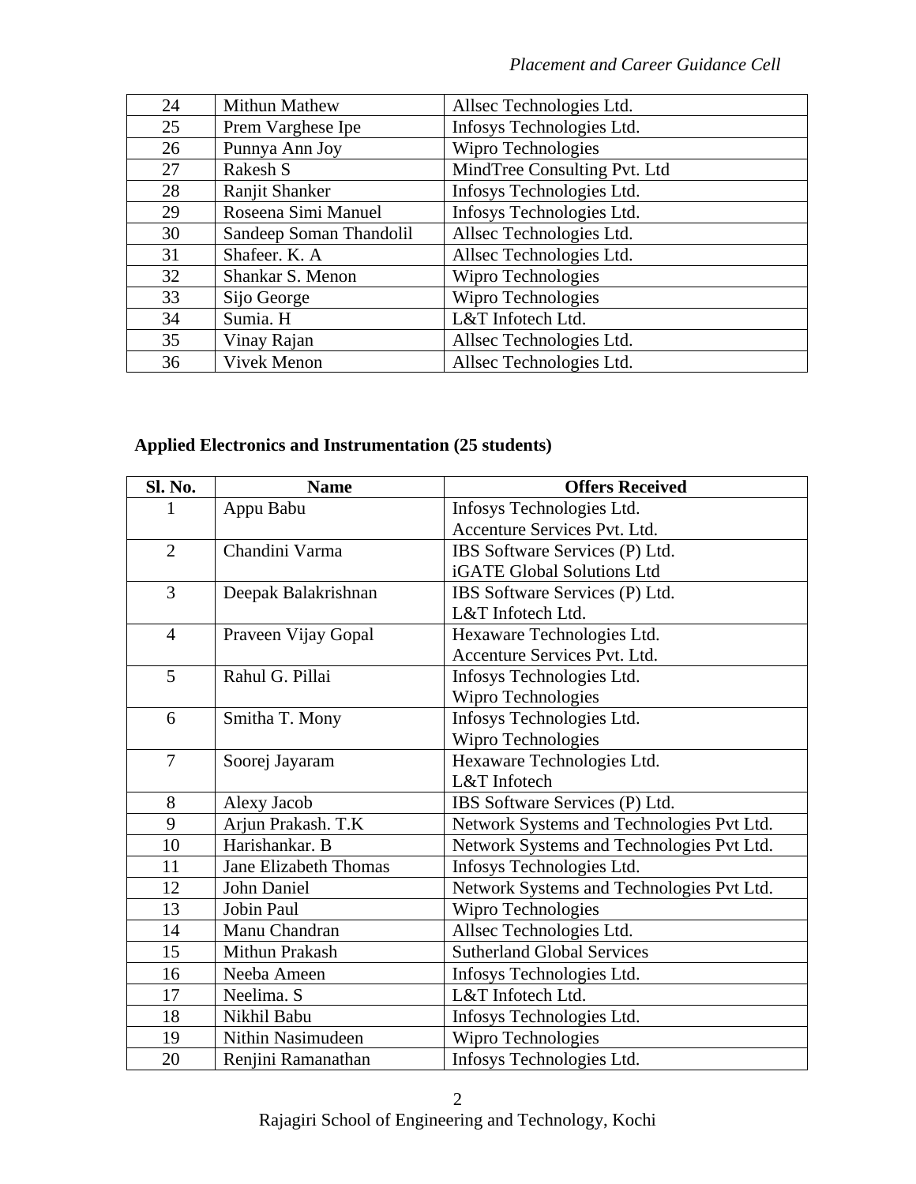| 24 | Mithun Mathew | Allsec Technologies Ltd. |
|---|---|---|
| 25 | Prem Varghese Ipe | Infosys Technologies Ltd. |
| 26 | Punnya Ann Joy | Wipro Technologies |
| 27 | Rakesh S | MindTree Consulting Pvt. Ltd |
| 28 | Ranjit Shanker | Infosys Technologies Ltd. |
| 29 | Roseena Simi Manuel | Infosys Technologies Ltd. |
| 30 | Sandeep Soman Thandolil | Allsec Technologies Ltd. |
| 31 | Shafeer. K. A | Allsec Technologies Ltd. |
| 32 | Shankar S. Menon | Wipro Technologies |
| 33 | Sijo George | Wipro Technologies |
| 34 | Sumia. H | L&T Infotech Ltd. |
| 35 | Vinay Rajan | Allsec Technologies Ltd. |
| 36 | Vivek Menon | Allsec Technologies Ltd. |

**Applied Electronics and Instrumentation (25 students)**

| Sl. No. | Name | Offers Received |
|---|---|---|
| 1 | Appu Babu | Infosys Technologies Ltd.<br>Accenture Services Pvt. Ltd. |
| 2 | Chandini Varma | IBS Software Services (P) Ltd.<br>iGATE Global Solutions Ltd |
| 3 | Deepak Balakrishnan | IBS Software Services (P) Ltd.<br>L&T Infotech Ltd. |
| 4 | Praveen Vijay Gopal | Hexaware Technologies Ltd.<br>Accenture Services Pvt. Ltd. |
| 5 | Rahul G. Pillai | Infosys Technologies Ltd.<br>Wipro Technologies |
| 6 | Smitha T. Mony | Infosys Technologies Ltd.<br>Wipro Technologies |
| 7 | Soorej Jayaram | Hexaware Technologies Ltd.<br>L&T Infotech |
| 8 | Alexy Jacob | IBS Software Services (P) Ltd. |
| 9 | Arjun Prakash. T.K | Network Systems and Technologies Pvt Ltd. |
| 10 | Harishankar. B | Network Systems and Technologies Pvt Ltd. |
| 11 | Jane Elizabeth Thomas | Infosys Technologies Ltd. |
| 12 | John Daniel | Network Systems and Technologies Pvt Ltd. |
| 13 | Jobin Paul | Wipro Technologies |
| 14 | Manu Chandran | Allsec Technologies Ltd. |
| 15 | Mithun Prakash | Sutherland Global Services |
| 16 | Neeba Ameen | Infosys Technologies Ltd. |
| 17 | Neelima. S | L&T Infotech Ltd. |
| 18 | Nikhil Babu | Infosys Technologies Ltd. |
| 19 | Nithin Nasimudeen | Wipro Technologies |
| 20 | Renjini Ramanathan | Infosys Technologies Ltd. |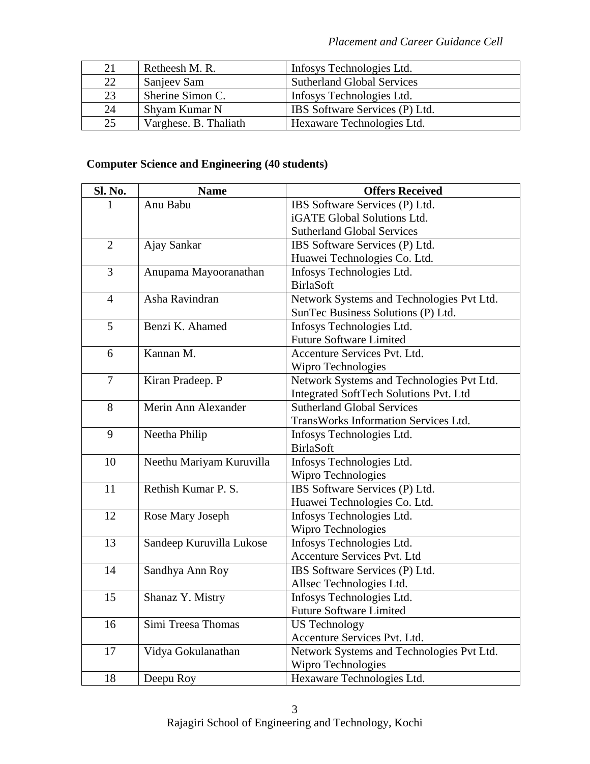| 21 | Retheesh M. R. | Infosys Technologies Ltd. |
|---|---|---|
| 22 | Sanjeev Sam | Sutherland Global Services |
| 23 | Sherine Simon C. | Infosys Technologies Ltd. |
| 24 | Shyam Kumar N | IBS Software Services (P) Ltd. |
| 25 | Varghese. B. Thaliath | Hexaware Technologies Ltd. |

**Computer Science and Engineering (40 students)**

| Sl. No. | Name | Offers Received |
|---|---|---|
| 1 | Anu Babu | IBS Software Services (P) Ltd.<br>iGATE Global Solutions Ltd.<br>Sutherland Global Services |
| 2 | Ajay Sankar | IBS Software Services (P) Ltd.<br>Huawei Technologies Co. Ltd. |
| 3 | Anupama Mayooranathan | Infosys Technologies Ltd.<br>BirlaSoft |
| 4 | Asha Ravindran | Network Systems and Technologies Pvt Ltd.<br>SunTec Business Solutions (P) Ltd. |
| 5 | Benzi K. Ahamed | Infosys Technologies Ltd.<br>Future Software Limited |
| 6 | Kannan M. | Accenture Services Pvt. Ltd.<br>Wipro Technologies |
| 7 | Kiran Pradeep. P | Network Systems and Technologies Pvt Ltd.<br>Integrated SoftTech Solutions Pvt. Ltd |
| 8 | Merin Ann Alexander | Sutherland Global Services<br>TransWorks Information Services Ltd. |
| 9 | Neetha Philip | Infosys Technologies Ltd.<br>BirlaSoft |
| 10 | Neethu Mariyam Kuruvilla | Infosys Technologies Ltd.<br>Wipro Technologies |
| 11 | Rethish Kumar P. S. | IBS Software Services (P) Ltd.<br>Huawei Technologies Co. Ltd. |
| 12 | Rose Mary Joseph | Infosys Technologies Ltd.<br>Wipro Technologies |
| 13 | Sandeep Kuruvilla Lukose | Infosys Technologies Ltd.<br>Accenture Services Pvt. Ltd |
| 14 | Sandhya Ann Roy | IBS Software Services (P) Ltd.<br>Allsec Technologies Ltd. |
| 15 | Shanaz Y. Mistry | Infosys Technologies Ltd.<br>Future Software Limited |
| 16 | Simi Treesa Thomas | US Technology<br>Accenture Services Pvt. Ltd. |
| 17 | Vidya Gokulanathan | Network Systems and Technologies Pvt Ltd.<br>Wipro Technologies |
| 18 | Deepu Roy | Hexaware Technologies Ltd. |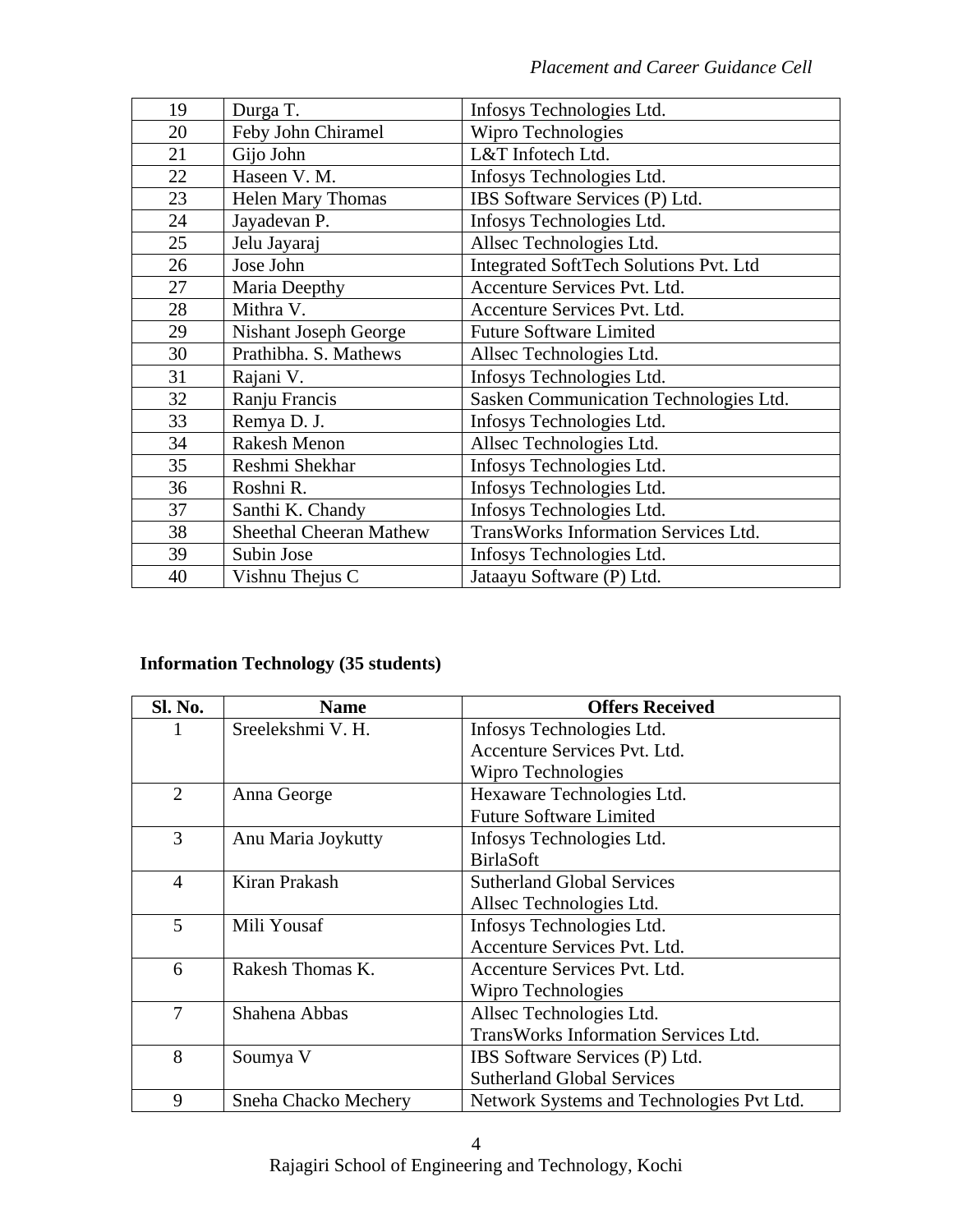| | | |
|---|---|---|
| 19 | Durga T. | Infosys Technologies Ltd. |
| 20 | Feby John Chiramel | Wipro Technologies |
| 21 | Gijo John | L&T Infotech Ltd. |
| 22 | Haseen V. M. | Infosys Technologies Ltd. |
| 23 | Helen Mary Thomas | IBS Software Services (P) Ltd. |
| 24 | Jayadevan P. | Infosys Technologies Ltd. |
| 25 | Jelu Jayaraj | Allsec Technologies Ltd. |
| 26 | Jose John | Integrated SoftTech Solutions Pvt. Ltd |
| 27 | Maria Deepthy | Accenture Services Pvt. Ltd. |
| 28 | Mithra V. | Accenture Services Pvt. Ltd. |
| 29 | Nishant Joseph George | Future Software Limited |
| 30 | Prathibha. S. Mathews | Allsec Technologies Ltd. |
| 31 | Rajani V. | Infosys Technologies Ltd. |
| 32 | Ranju Francis | Sasken Communication Technologies Ltd. |
| 33 | Remya D. J. | Infosys Technologies Ltd. |
| 34 | Rakesh Menon | Allsec Technologies Ltd. |
| 35 | Reshmi Shekhar | Infosys Technologies Ltd. |
| 36 | Roshni R. | Infosys Technologies Ltd. |
| 37 | Santhi K. Chandy | Infosys Technologies Ltd. |
| 38 | Sheethal Cheeran Mathew | TransWorks Information Services Ltd. |
| 39 | Subin Jose | Infosys Technologies Ltd. |
| 40 | Vishnu Thejus C | Jataayu Software (P) Ltd. |

**Information Technology (35 students)**

| Sl. No. | Name | Offers Received |
|---|---|---|
| 1 | Sreelekshmi V. H. | Infosys Technologies Ltd.<br>Accenture Services Pvt. Ltd.<br>Wipro Technologies |
| 2 | Anna George | Hexaware Technologies Ltd.<br>Future Software Limited |
| 3 | Anu Maria Joykutty | Infosys Technologies Ltd.<br>BirlaSoft |
| 4 | Kiran Prakash | Sutherland Global Services<br>Allsec Technologies Ltd. |
| 5 | Mili Yousaf | Infosys Technologies Ltd.<br>Accenture Services Pvt. Ltd. |
| 6 | Rakesh Thomas K. | Accenture Services Pvt. Ltd.<br>Wipro Technologies |
| 7 | Shahena Abbas | Allsec Technologies Ltd.<br>TransWorks Information Services Ltd. |
| 8 | Soumya V | IBS Software Services (P) Ltd.<br>Sutherland Global Services |
| 9 | Sneha Chacko Mechery | Network Systems and Technologies Pvt Ltd. |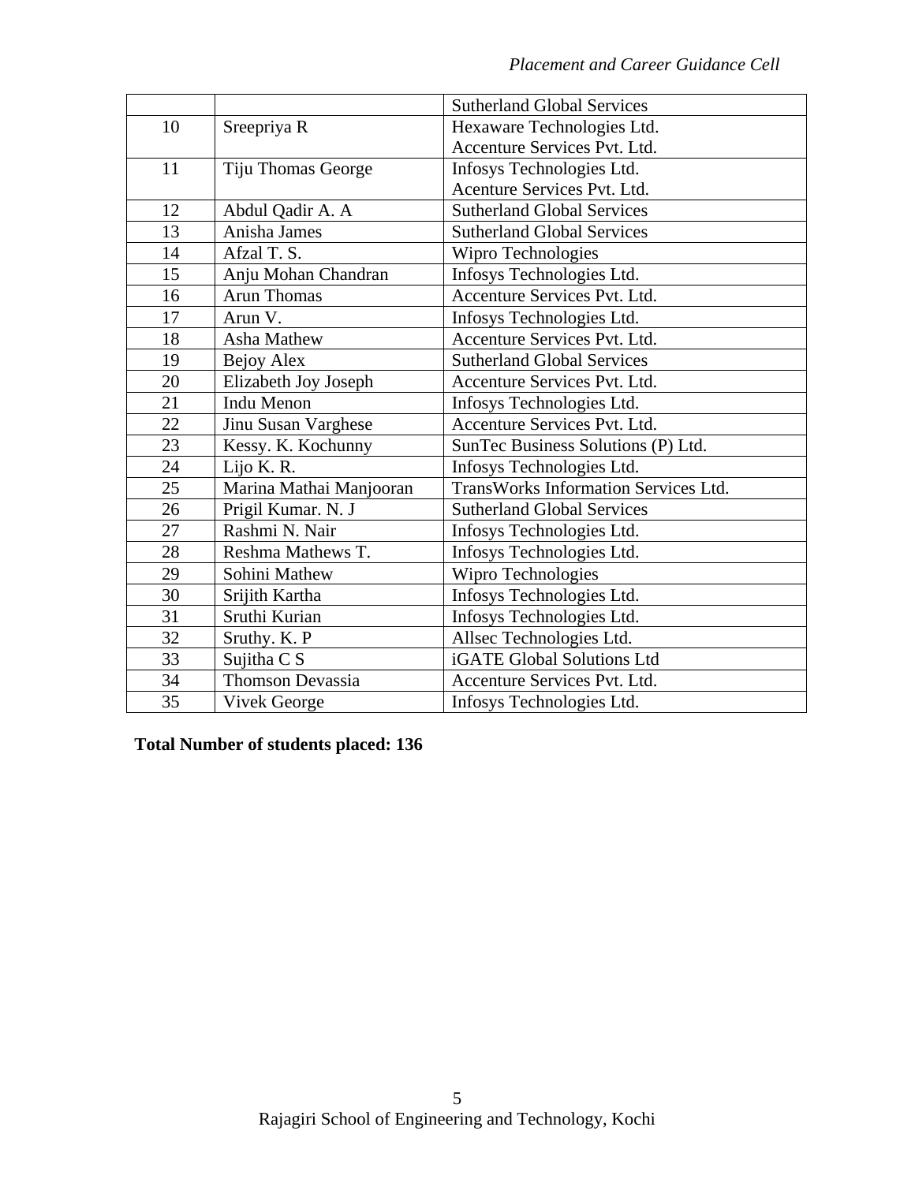| | | |
|---|---|---|
| | | Sutherland Global Services |
| 10 | Sreepriya R | Hexaware Technologies Ltd.<br>Accenture Services Pvt. Ltd. |
| 11 | Tiju Thomas George | Infosys Technologies Ltd.<br>Acenture Services Pvt. Ltd. |
| 12 | Abdul Qadir A. A | Sutherland Global Services |
| 13 | Anisha James | Sutherland Global Services |
| 14 | Afzal T. S. | Wipro Technologies |
| 15 | Anju Mohan Chandran | Infosys Technologies Ltd. |
| 16 | Arun Thomas | Accenture Services Pvt. Ltd. |
| 17 | Arun V. | Infosys Technologies Ltd. |
| 18 | Asha Mathew | Accenture Services Pvt. Ltd. |
| 19 | Bejoy Alex | Sutherland Global Services |
| 20 | Elizabeth Joy Joseph | Accenture Services Pvt. Ltd. |
| 21 | Indu Menon | Infosys Technologies Ltd. |
| 22 | Jinu Susan Varghese | Accenture Services Pvt. Ltd. |
| 23 | Kessy. K. Kochunny | SunTec Business Solutions (P) Ltd. |
| 24 | Lijo K. R. | Infosys Technologies Ltd. |
| 25 | Marina Mathai Manjooran | TransWorks Information Services Ltd. |
| 26 | Prigil Kumar. N. J | Sutherland Global Services |
| 27 | Rashmi N. Nair | Infosys Technologies Ltd. |
| 28 | Reshma Mathews T. | Infosys Technologies Ltd. |
| 29 | Sohini Mathew | Wipro Technologies |
| 30 | Srijith Kartha | Infosys Technologies Ltd. |
| 31 | Sruthi Kurian | Infosys Technologies Ltd. |
| 32 | Sruthy. K. P | Allsec Technologies Ltd. |
| 33 | Sujitha C S | iGATE Global Solutions Ltd |
| 34 | Thomson Devassia | Accenture Services Pvt. Ltd. |
| 35 | Vivek George | Infosys Technologies Ltd. |

**Total Number of students placed: 136**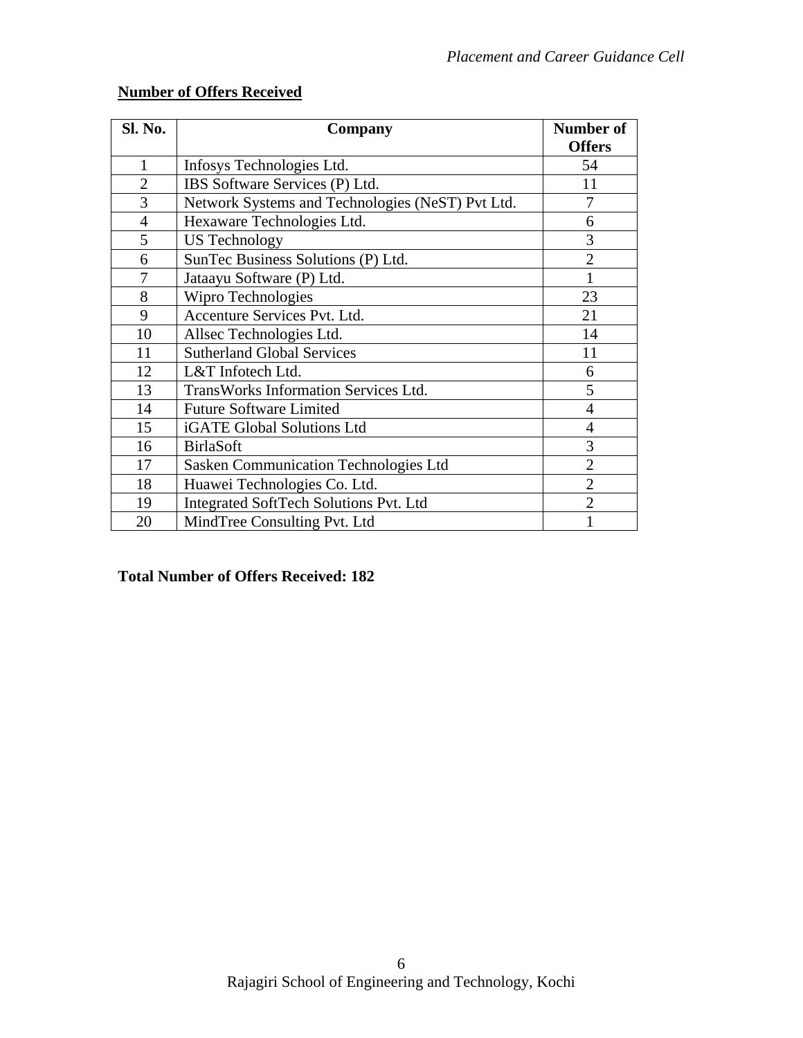**Number of Offers Received**

| Sl. No. | Company | Number of Offers |
|---|---|---|
| 1 | Infosys Technologies Ltd. | 54 |
| 2 | IBS Software Services (P) Ltd. | 11 |
| 3 | Network Systems and Technologies (NeST) Pvt Ltd. | 7 |
| 4 | Hexaware Technologies Ltd. | 6 |
| 5 | US Technology | 3 |
| 6 | SunTec Business Solutions (P) Ltd. | 2 |
| 7 | Jataayu Software (P) Ltd. | 1 |
| 8 | Wipro Technologies | 23 |
| 9 | Accenture Services Pvt. Ltd. | 21 |
| 10 | Allsec Technologies Ltd. | 14 |
| 11 | Sutherland Global Services | 11 |
| 12 | L&T Infotech Ltd. | 6 |
| 13 | TransWorks Information Services Ltd. | 5 |
| 14 | Future Software Limited | 4 |
| 15 | iGATE Global Solutions Ltd | 4 |
| 16 | BirlaSoft | 3 |
| 17 | Sasken Communication Technologies Ltd | 2 |
| 18 | Huawei Technologies Co. Ltd. | 2 |
| 19 | Integrated SoftTech Solutions Pvt. Ltd | 2 |
| 20 | MindTree Consulting Pvt. Ltd | 1 |

**Total Number of Offers Received: 182**